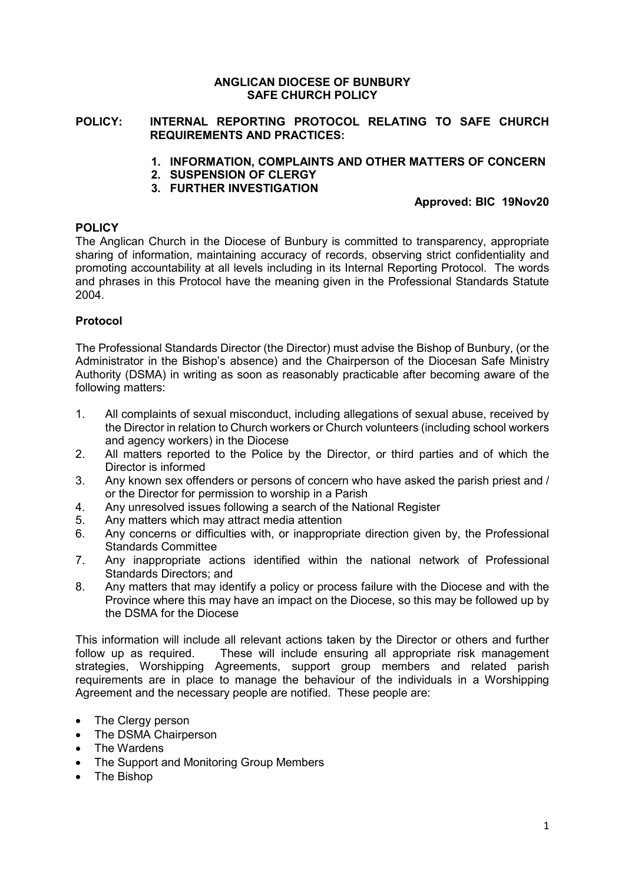**ANGLICAN DIOCESE OF BUNBURY**
**SAFE CHURCH POLICY**

**POLICY: INTERNAL REPORTING PROTOCOL RELATING TO SAFE CHURCH REQUIREMENTS AND PRACTICES:**

1. **INFORMATION, COMPLAINTS AND OTHER MATTERS OF CONCERN**
2. **SUSPENSION OF CLERGY**
3. **FURTHER INVESTIGATION**

**Approved: BIC 19Nov20**

## POLICY

The Anglican Church in the Diocese of Bunbury is committed to transparency, appropriate sharing of information, maintaining accuracy of records, observing strict confidentiality and promoting accountability at all levels including in its Internal Reporting Protocol. The words and phrases in this Protocol have the meaning given in the Professional Standards Statute 2004.

## Protocol

The Professional Standards Director (the Director) must advise the Bishop of Bunbury, (or the Administrator in the Bishop's absence) and the Chairperson of the Diocesan Safe Ministry Authority (DSMA) in writing as soon as reasonably practicable after becoming aware of the following matters:

1. All complaints of sexual misconduct, including allegations of sexual abuse, received by the Director in relation to Church workers or Church volunteers (including school workers and agency workers) in the Diocese
2. All matters reported to the Police by the Director, or third parties and of which the Director is informed
3. Any known sex offenders or persons of concern who have asked the parish priest and / or the Director for permission to worship in a Parish
4. Any unresolved issues following a search of the National Register
5. Any matters which may attract media attention
6. Any concerns or difficulties with, or inappropriate direction given by, the Professional Standards Committee
7. Any inappropriate actions identified within the national network of Professional Standards Directors; and
8. Any matters that may identify a policy or process failure with the Diocese and with the Province where this may have an impact on the Diocese, so this may be followed up by the DSMA for the Diocese

This information will include all relevant actions taken by the Director or others and further follow up as required. These will include ensuring all appropriate risk management strategies, Worshipping Agreements, support group members and related parish requirements are in place to manage the behaviour of the individuals in a Worshipping Agreement and the necessary people are notified. These people are:

- The Clergy person
- The DSMA Chairperson
- The Wardens
- The Support and Monitoring Group Members
- The Bishop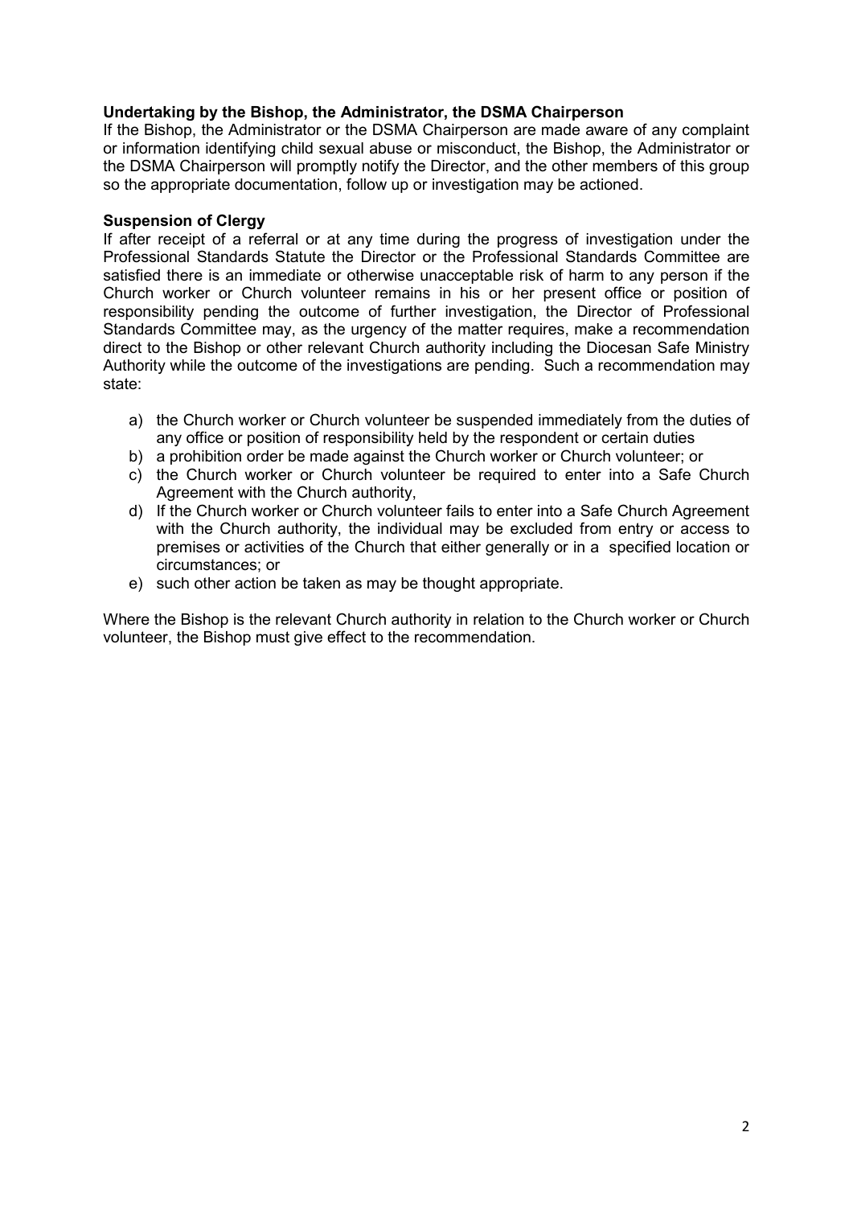**Undertaking by the Bishop, the Administrator, the DSMA Chairperson**

If the Bishop, the Administrator or the DSMA Chairperson are made aware of any complaint or information identifying child sexual abuse or misconduct, the Bishop, the Administrator or the DSMA Chairperson will promptly notify the Director, and the other members of this group so the appropriate documentation, follow up or investigation may be actioned.

**Suspension of Clergy**

If after receipt of a referral or at any time during the progress of investigation under the Professional Standards Statute the Director or the Professional Standards Committee are satisfied there is an immediate or otherwise unacceptable risk of harm to any person if the Church worker or Church volunteer remains in his or her present office or position of responsibility pending the outcome of further investigation, the Director of Professional Standards Committee may, as the urgency of the matter requires, make a recommendation direct to the Bishop or other relevant Church authority including the Diocesan Safe Ministry Authority while the outcome of the investigations are pending. Such a recommendation may state:

a) the Church worker or Church volunteer be suspended immediately from the duties of any office or position of responsibility held by the respondent or certain duties
b) a prohibition order be made against the Church worker or Church volunteer; or
c) the Church worker or Church volunteer be required to enter into a Safe Church Agreement with the Church authority,
d) If the Church worker or Church volunteer fails to enter into a Safe Church Agreement with the Church authority, the individual may be excluded from entry or access to premises or activities of the Church that either generally or in a specified location or circumstances; or
e) such other action be taken as may be thought appropriate.

Where the Bishop is the relevant Church authority in relation to the Church worker or Church volunteer, the Bishop must give effect to the recommendation.